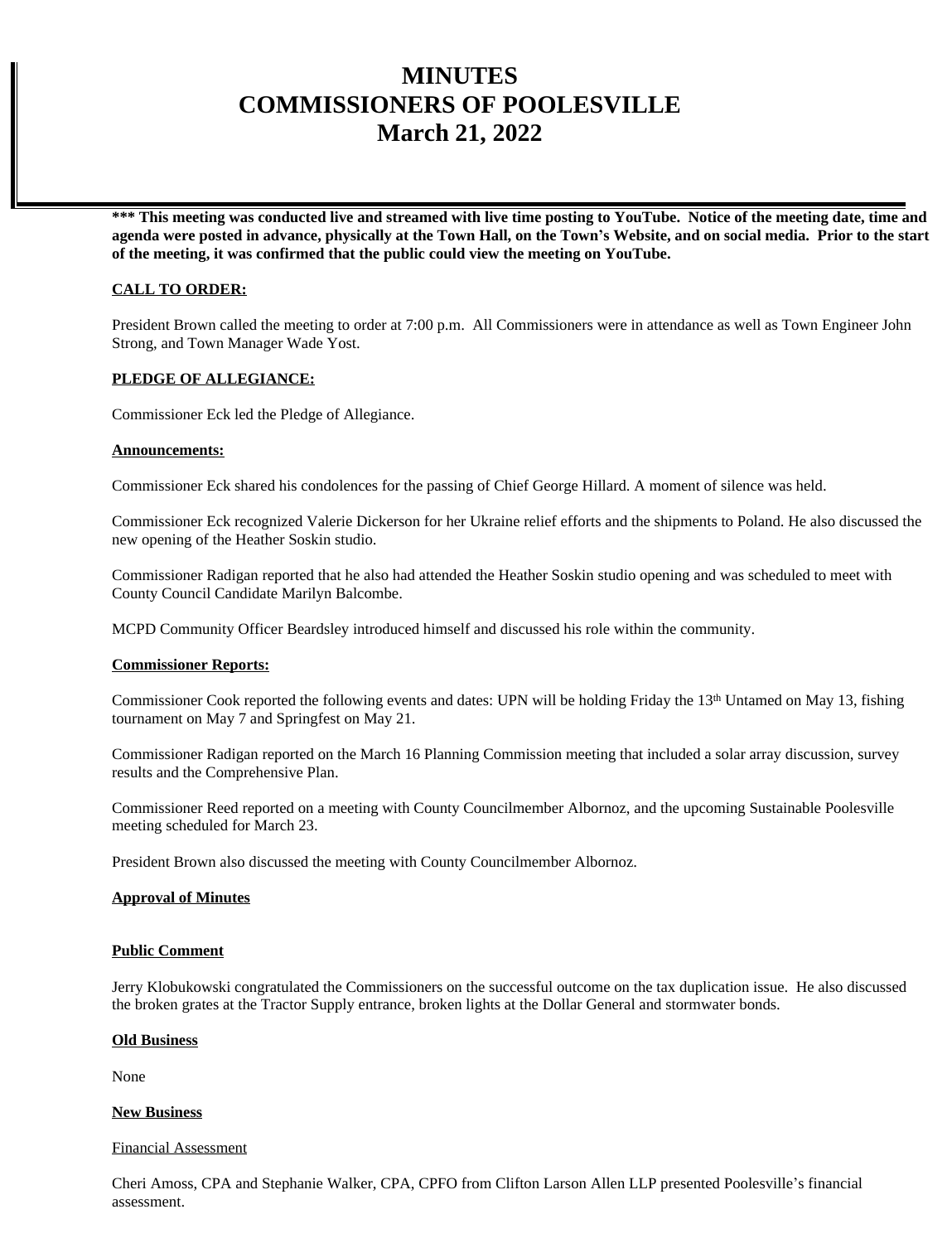# MINUTES
# COMMISSIONERS OF POOLESVILLE
# March 21, 2022

**\*\*\* This meeting was conducted live and streamed with live time posting to YouTube. Notice of the meeting date, time and agenda were posted in advance, physically at the Town Hall, on the Town's Website, and on social media. Prior to the start of the meeting, it was confirmed that the public could view the meeting on YouTube.**

**CALL TO ORDER:**

President Brown called the meeting to order at 7:00 p.m. All Commissioners were in attendance as well as Town Engineer John Strong, and Town Manager Wade Yost.

**PLEDGE OF ALLEGIANCE:**

Commissioner Eck led the Pledge of Allegiance.

**Announcements:**

Commissioner Eck shared his condolences for the passing of Chief George Hillard. A moment of silence was held.

Commissioner Eck recognized Valerie Dickerson for her Ukraine relief efforts and the shipments to Poland. He also discussed the new opening of the Heather Soskin studio.

Commissioner Radigan reported that he also had attended the Heather Soskin studio opening and was scheduled to meet with County Council Candidate Marilyn Balcombe.

MCPD Community Officer Beardsley introduced himself and discussed his role within the community.

**Commissioner Reports:**

Commissioner Cook reported the following events and dates: UPN will be holding Friday the 13th Untamed on May 13, fishing tournament on May 7 and Springfest on May 21.

Commissioner Radigan reported on the March 16 Planning Commission meeting that included a solar array discussion, survey results and the Comprehensive Plan.

Commissioner Reed reported on a meeting with County Councilmember Albornoz, and the upcoming Sustainable Poolesville meeting scheduled for March 23.

President Brown also discussed the meeting with County Councilmember Albornoz.

**Approval of Minutes**

**Public Comment**

Jerry Klobukowski congratulated the Commissioners on the successful outcome on the tax duplication issue. He also discussed the broken grates at the Tractor Supply entrance, broken lights at the Dollar General and stormwater bonds.

**Old Business**

None

**New Business**

Financial Assessment

Cheri Amoss, CPA and Stephanie Walker, CPA, CPFO from Clifton Larson Allen LLP presented Poolesville's financial assessment.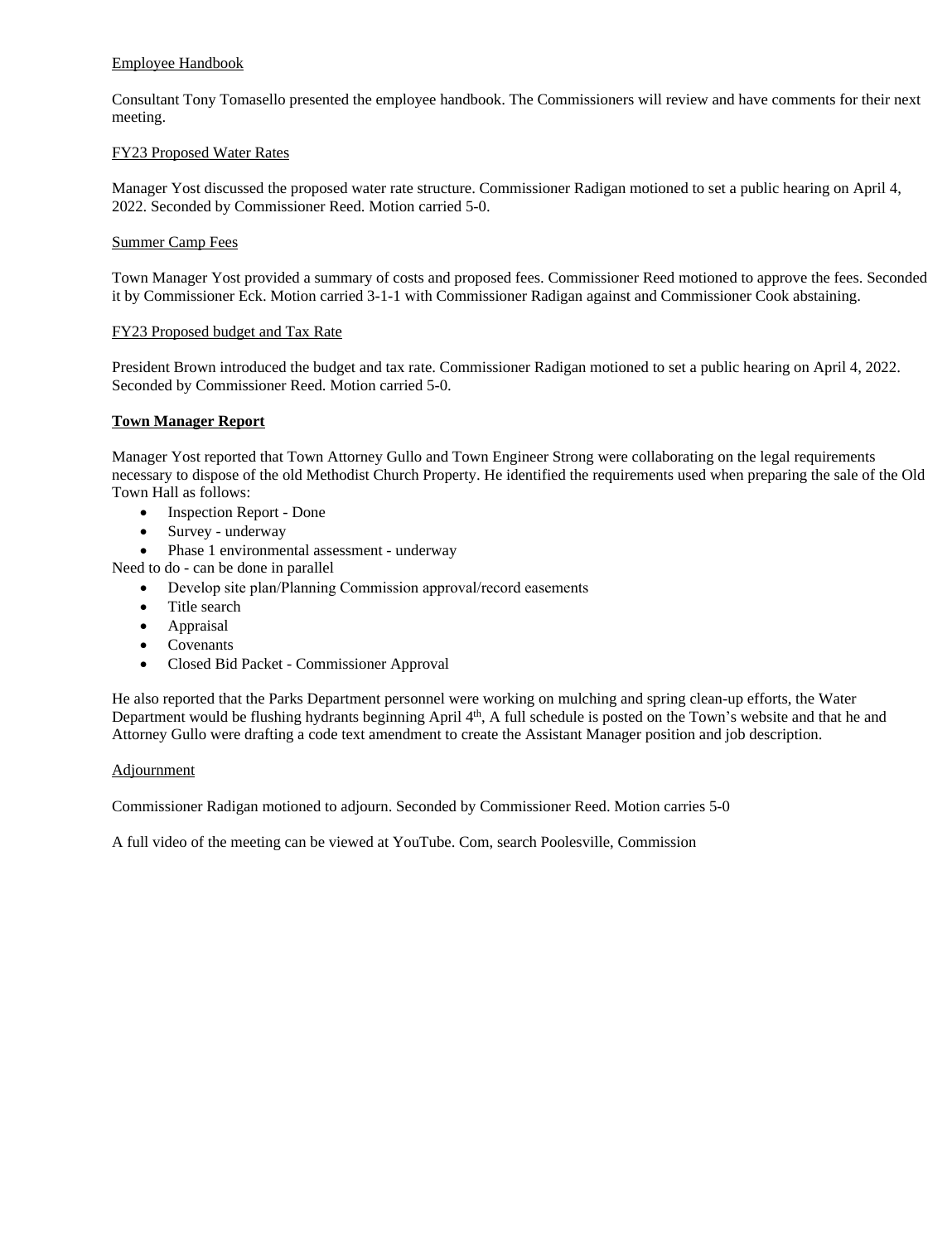Employee Handbook

Consultant Tony Tomasello presented the employee handbook. The Commissioners will review and have comments for their next meeting.

FY23 Proposed Water Rates

Manager Yost discussed the proposed water rate structure. Commissioner Radigan motioned to set a public hearing on April 4, 2022. Seconded by Commissioner Reed. Motion carried 5-0.

Summer Camp Fees

Town Manager Yost provided a summary of costs and proposed fees. Commissioner Reed motioned to approve the fees. Seconded it by Commissioner Eck. Motion carried 3-1-1 with Commissioner Radigan against and Commissioner Cook abstaining.

FY23 Proposed budget and Tax Rate

President Brown introduced the budget and tax rate. Commissioner Radigan motioned to set a public hearing on April 4, 2022. Seconded by Commissioner Reed. Motion carried 5-0.

**Town Manager Report**

Manager Yost reported that Town Attorney Gullo and Town Engineer Strong were collaborating on the legal requirements necessary to dispose of the old Methodist Church Property. He identified the requirements used when preparing the sale of the Old Town Hall as follows:

- Inspection Report - Done
- Survey - underway
- Phase 1 environmental assessment - underway

Need to do - can be done in parallel

- Develop site plan/Planning Commission approval/record easements
- Title search
- Appraisal
- Covenants
- Closed Bid Packet - Commissioner Approval

He also reported that the Parks Department personnel were working on mulching and spring clean-up efforts, the Water Department would be flushing hydrants beginning April 4th, A full schedule is posted on the Town's website and that he and Attorney Gullo were drafting a code text amendment to create the Assistant Manager position and job description.

Adjournment

Commissioner Radigan motioned to adjourn. Seconded by Commissioner Reed. Motion carries 5-0

A full video of the meeting can be viewed at YouTube. Com, search Poolesville, Commission